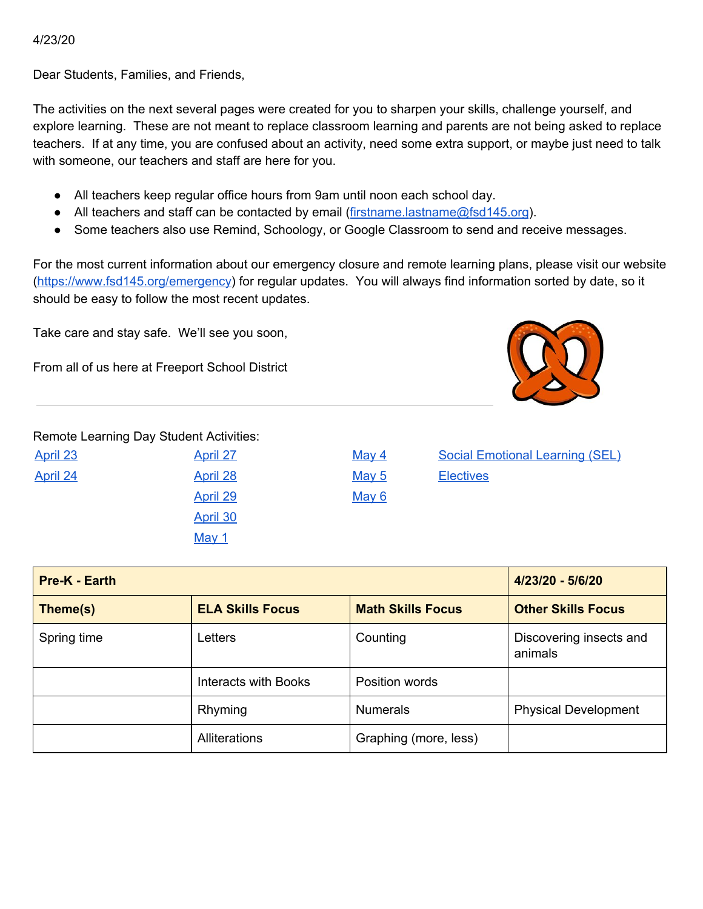4/23/20

Dear Students, Families, and Friends,

The activities on the next several pages were created for you to sharpen your skills, challenge yourself, and explore learning. These are not meant to replace classroom learning and parents are not being asked to replace teachers. If at any time, you are confused about an activity, need some extra support, or maybe just need to talk with someone, our teachers and staff are here for you.

- All teachers keep regular office hours from 9am until noon each school day.
- All teachers and staff can be contacted by email (firstname.lastname@fsd145.org).
- Some teachers also use Remind, Schoology, or Google Classroom to send and receive messages.

For the most current information about our emergency closure and remote learning plans, please visit our website (https://www.fsd145.org/emergency) for regular updates. You will always find information sorted by date, so it should be easy to follow the most recent updates.

Take care and stay safe. We'll see you soon,

From all of us here at Freeport School District

---

Remote Learning Day Student Activities:

April 23
April 24
April 27
April 28
April 29
April 30
May 1
May 4
May 5
May 6
Social Emotional Learning (SEL)
Electives

| **Pre-K - Earth** | | | **4/23/20 - 5/6/20** |
|---|---|---|---|
| **Theme(s)** | **ELA Skills Focus** | **Math Skills Focus** | **Other Skills Focus** |
| Spring time | Letters | Counting | Discovering insects and animals |
| | Interacts with Books | Position words | |
| | Rhyming | Numerals | Physical Development |
| | Alliterations | Graphing (more, less) | |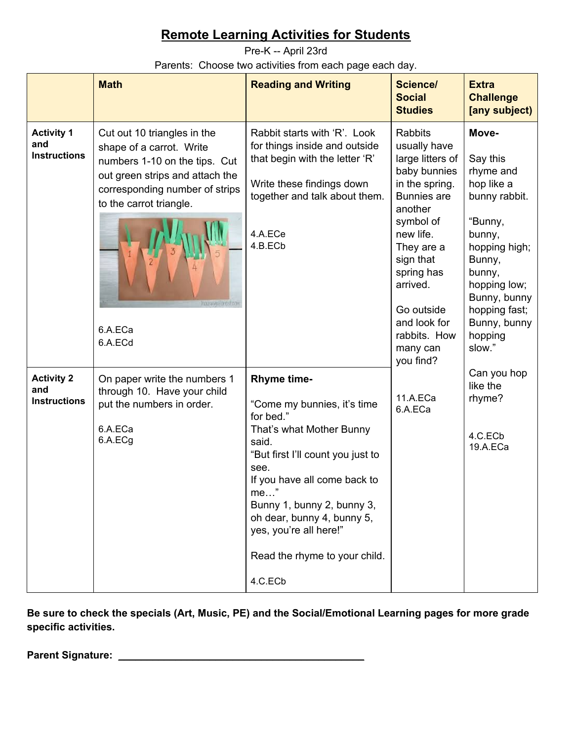# Remote Learning Activities for Students

Pre-K -- April 23rd

Parents: Choose two activities from each page each day.

| | Math | Reading and Writing | Science/ Social Studies | Extra Challenge [any subject] |
|---|---|---|---|---|
| **Activity 1 and Instructions** | Cut out 10 triangles in the shape of a carrot. Write numbers 1-10 on the tips. Cut out green strips and attach the corresponding number of strips to the carrot triangle.<br><br>6.A.ECa<br>6.A.ECd | Rabbit starts with 'R'. Look for things inside and outside that begin with the letter 'R'<br><br>Write these findings down together and talk about them.<br><br>4.A.ECe<br>4.B.ECb | Rabbits usually have large litters of baby bunnies in the spring. Bunnies are another symbol of new life. They are a sign that spring has arrived.<br><br>Go outside and look for rabbits. How many can you find?<br><br>11.A.ECa<br>6.A.ECa | **Move-**<br><br>Say this rhyme and hop like a bunny rabbit.<br><br>"Bunny, bunny, hopping high; Bunny, bunny, hopping low; Bunny, bunny hopping fast; Bunny, bunny hopping slow."<br><br>Can you hop like the rhyme?<br><br>4.C.ECb<br>19.A.ECa |
| **Activity 2 and Instructions** | On paper write the numbers 1 through 10. Have your child put the numbers in order.<br><br>6.A.ECa<br>6.A.ECg | **Rhyme time-**<br><br>"Come my bunnies, it's time for bed."<br>That's what Mother Bunny said.<br>"But first I'll count you just to see.<br>If you have all come back to me…"<br>Bunny 1, bunny 2, bunny 3, oh dear, bunny 4, bunny 5, yes, you're all here!"<br><br>Read the rhyme to your child.<br><br>4.C.ECb | | |

**Be sure to check the specials (Art, Music, PE) and the Social/Emotional Learning pages for more grade specific activities.**

**Parent Signature:** ___________________________________________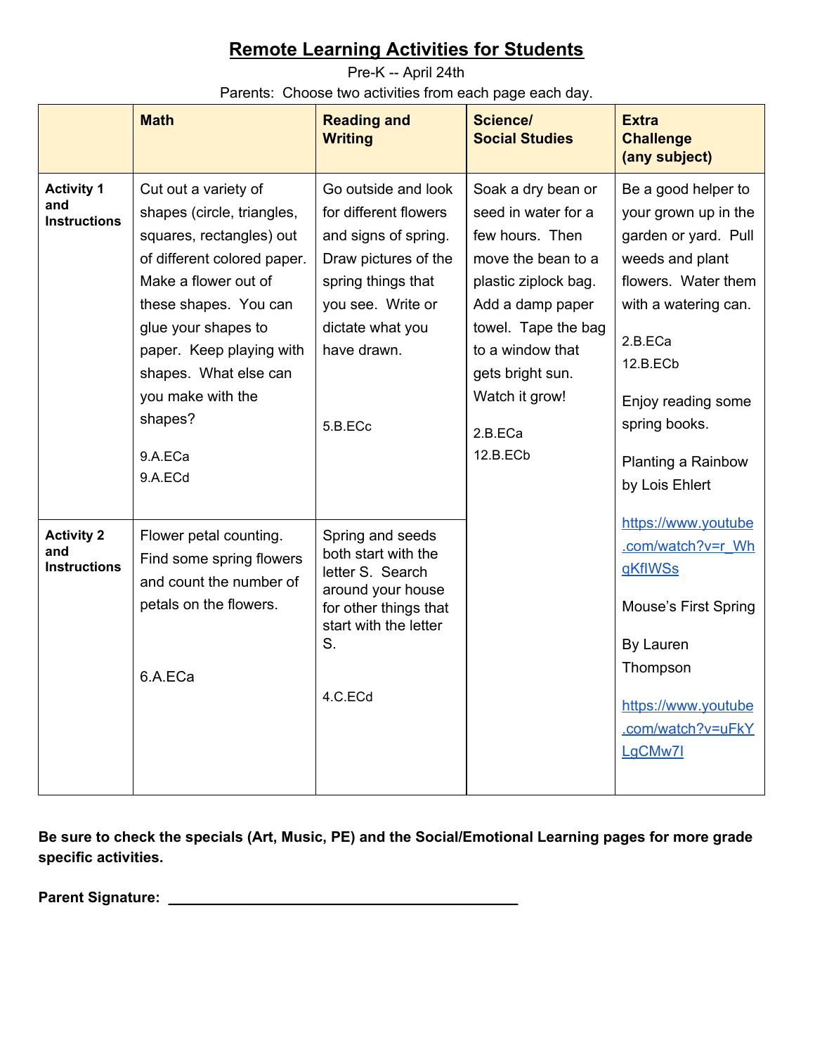# Remote Learning Activities for Students

Pre-K -- April 24th

Parents: Choose two activities from each page each day.

| | Math | Reading and Writing | Science/ Social Studies | Extra Challenge (any subject) |
|---|---|---|---|---|
| **Activity 1 and Instructions** | Cut out a variety of shapes (circle, triangles, squares, rectangles) out of different colored paper. Make a flower out of these shapes. You can glue your shapes to paper. Keep playing with shapes. What else can you make with the shapes?<br><br>9.A.ECa<br>9.A.ECd | Go outside and look for different flowers and signs of spring. Draw pictures of the spring things that you see. Write or dictate what you have drawn.<br><br>5.B.ECc | Soak a dry bean or seed in water for a few hours. Then move the bean to a plastic ziplock bag. Add a damp paper towel. Tape the bag to a window that gets bright sun. Watch it grow!<br><br>2.B.ECa<br>12.B.ECb | Be a good helper to your grown up in the garden or yard. Pull weeds and plant flowers. Water them with a watering can.<br><br>2.B.ECa<br>12.B.ECb<br><br>Enjoy reading some spring books.<br><br>Planting a Rainbow by Lois Ehlert<br><br>https://www.youtube.com/watch?v=r_WhgKfIWSs<br><br>Mouse's First Spring<br><br>By Lauren Thompson<br><br>https://www.youtube.com/watch?v=uFkYLgCMw7I |
| **Activity 2 and Instructions** | Flower petal counting. Find some spring flowers and count the number of petals on the flowers.<br><br>6.A.ECa | Spring and seeds both start with the letter S. Search around your house for other things that start with the letter S.<br><br>4.C.ECd | | |

**Be sure to check the specials (Art, Music, PE) and the Social/Emotional Learning pages for more grade specific activities.**

**Parent Signature:** ___________________________________________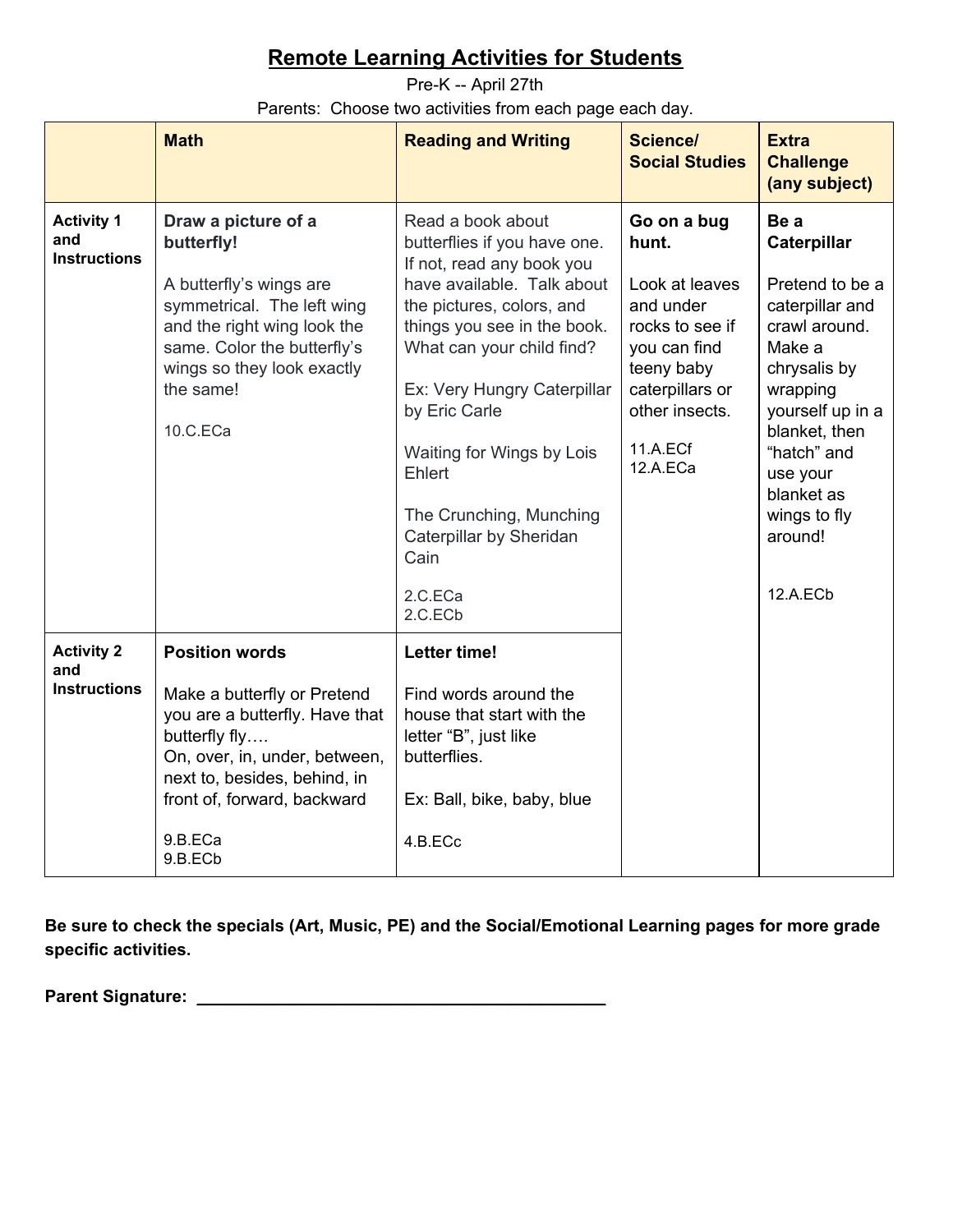# Remote Learning Activities for Students

Pre-K -- April 27th

Parents: Choose two activities from each page each day.

| | Math | Reading and Writing | Science/ Social Studies | Extra Challenge (any subject) |
|---|---|---|---|---|
| **Activity 1 and Instructions** | **Draw a picture of a butterfly!**<br><br>A butterfly's wings are symmetrical. The left wing and the right wing look the same. Color the butterfly's wings so they look exactly the same!<br><br>10.C.ECa | Read a book about butterflies if you have one. If not, read any book you have available. Talk about the pictures, colors, and things you see in the book. What can your child find?<br><br>Ex: Very Hungry Caterpillar by Eric Carle<br><br>Waiting for Wings by Lois Ehlert<br><br>The Crunching, Munching Caterpillar by Sheridan Cain<br><br>2.C.ECa<br>2.C.ECb | **Go on a bug hunt.**<br><br>Look at leaves and under rocks to see if you can find teeny baby caterpillars or other insects.<br><br>11.A.ECf<br>12.A.ECa | **Be a Caterpillar**<br><br>Pretend to be a caterpillar and crawl around. Make a chrysalis by wrapping yourself up in a blanket, then "hatch" and use your blanket as wings to fly around!<br><br>12.A.ECb |
| **Activity 2 and Instructions** | **Position words**<br><br>Make a butterfly or Pretend you are a butterfly. Have that butterfly fly….<br>On, over, in, under, between, next to, besides, behind, in front of, forward, backward<br><br>9.B.ECa<br>9.B.ECb | **Letter time!**<br><br>Find words around the house that start with the letter "B", just like butterflies.<br><br>Ex: Ball, bike, baby, blue<br><br>4.B.ECc | | |

**Be sure to check the specials (Art, Music, PE) and the Social/Emotional Learning pages for more grade specific activities.**

**Parent Signature:** ___________________________________________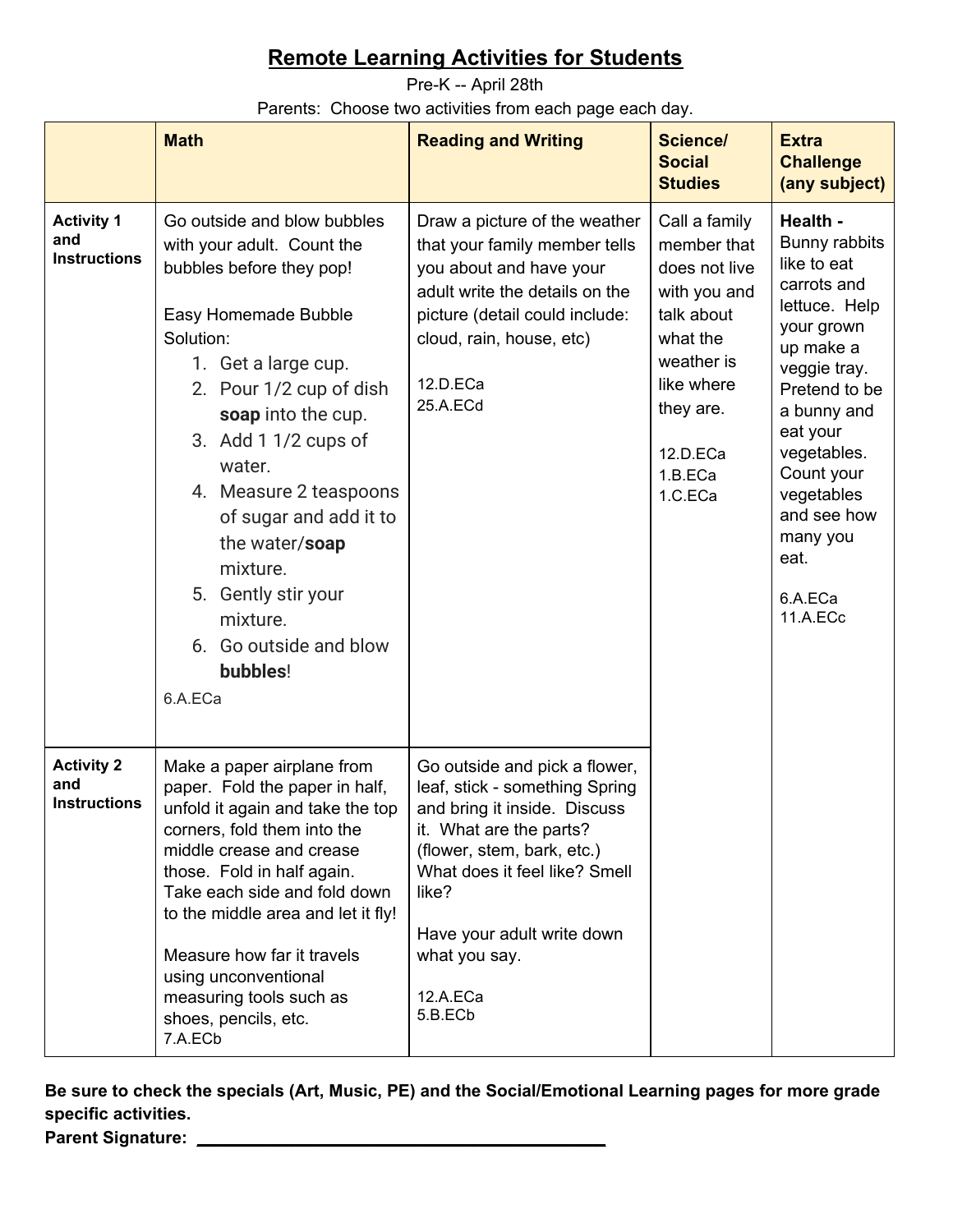# Remote Learning Activities for Students

Pre-K -- April 28th

Parents: Choose two activities from each page each day.

| | Math | Reading and Writing | Science/ Social Studies | Extra Challenge (any subject) |
|---|---|---|---|---|
| **Activity 1 and Instructions** | Go outside and blow bubbles with your adult. Count the bubbles before they pop!<br><br>Easy Homemade Bubble Solution:<br>1. Get a large cup.<br>2. Pour 1/2 cup of dish **soap** into the cup.<br>3. Add 1 1/2 cups of water.<br>4. Measure 2 teaspoons of sugar and add it to the water/**soap** mixture.<br>5. Gently stir your mixture.<br>6. Go outside and blow **bubbles**!<br><br>6.A.ECa | Draw a picture of the weather that your family member tells you about and have your adult write the details on the picture (detail could include: cloud, rain, house, etc)<br><br>12.D.ECa<br>25.A.ECd | Call a family member that does not live with you and talk about what the weather is like where they are.<br><br>12.D.ECa<br>1.B.ECa<br>1.C.ECa | **Health -** Bunny rabbits like to eat carrots and lettuce. Help your grown up make a veggie tray. Pretend to be a bunny and eat your vegetables. Count your vegetables and see how many you eat.<br><br>6.A.ECa<br>11.A.ECc |
| **Activity 2 and Instructions** | Make a paper airplane from paper. Fold the paper in half, unfold it again and take the top corners, fold them into the middle crease and crease those. Fold in half again. Take each side and fold down to the middle area and let it fly!<br><br>Measure how far it travels using unconventional measuring tools such as shoes, pencils, etc.<br>7.A.ECb | Go outside and pick a flower, leaf, stick - something Spring and bring it inside. Discuss it. What are the parts? (flower, stem, bark, etc.) What does it feel like? Smell like?<br><br>Have your adult write down what you say.<br><br>12.A.ECa<br>5.B.ECb | | |

**Be sure to check the specials (Art, Music, PE) and the Social/Emotional Learning pages for more grade specific activities.**

**Parent Signature:** \_\_\_\_\_\_\_\_\_\_\_\_\_\_\_\_\_\_\_\_\_\_\_\_\_\_\_\_\_\_\_\_\_\_\_\_\_\_\_\_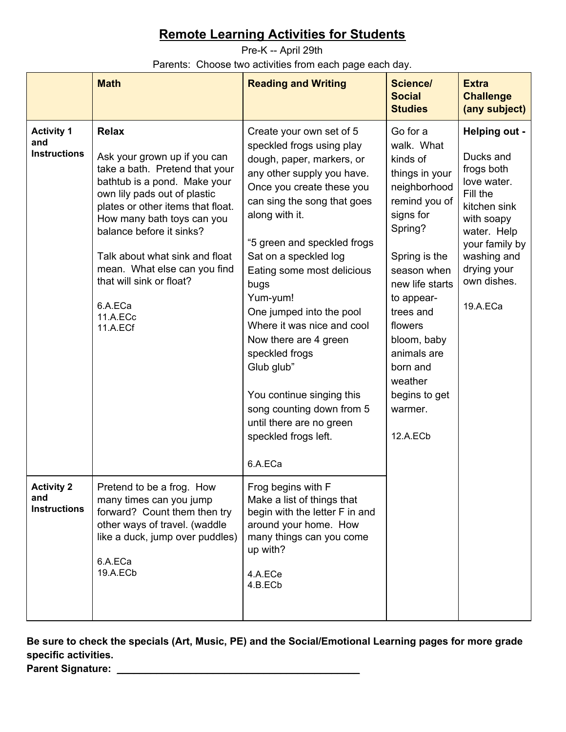# Remote Learning Activities for Students

Pre-K -- April 29th

Parents: Choose two activities from each page each day.

| | Math | Reading and Writing | Science/ Social Studies | Extra Challenge (any subject) |
|---|---|---|---|---|
| **Activity 1 and Instructions** | **Relax**<br><br>Ask your grown up if you can take a bath. Pretend that your bathtub is a pond. Make your own lily pads out of plastic plates or other items that float. How many bath toys can you balance before it sinks?<br><br>Talk about what sink and float mean. What else can you find that will sink or float?<br><br>6.A.ECa<br>11.A.ECc<br>11.A.ECf | Create your own set of 5 speckled frogs using play dough, paper, markers, or any other supply you have. Once you create these you can sing the song that goes along with it.<br><br>"5 green and speckled frogs<br>Sat on a speckled log<br>Eating some most delicious bugs<br>Yum-yum!<br>One jumped into the pool<br>Where it was nice and cool<br>Now there are 4 green speckled frogs<br>Glub glub"<br><br>You continue singing this song counting down from 5 until there are no green speckled frogs left.<br><br>6.A.ECa | Go for a walk. What kinds of things in your neighborhood remind you of signs for Spring?<br><br>Spring is the season when new life starts to appear- trees and flowers bloom, baby animals are born and weather begins to get warmer.<br><br>12.A.ECb | **Helping out -**<br><br>Ducks and frogs both love water. Fill the kitchen sink with soapy water. Help your family by washing and drying your own dishes.<br><br>19.A.ECa |
| **Activity 2 and Instructions** | Pretend to be a frog. How many times can you jump forward? Count them then try other ways of travel. (waddle like a duck, jump over puddles)<br><br>6.A.ECa<br>19.A.ECb | Frog begins with F<br>Make a list of things that begin with the letter F in and around your home. How many things can you come up with?<br><br>4.A.ECe<br>4.B.ECb | | |

**Be sure to check the specials (Art, Music, PE) and the Social/Emotional Learning pages for more grade specific activities.**

**Parent Signature:** ___________________________________________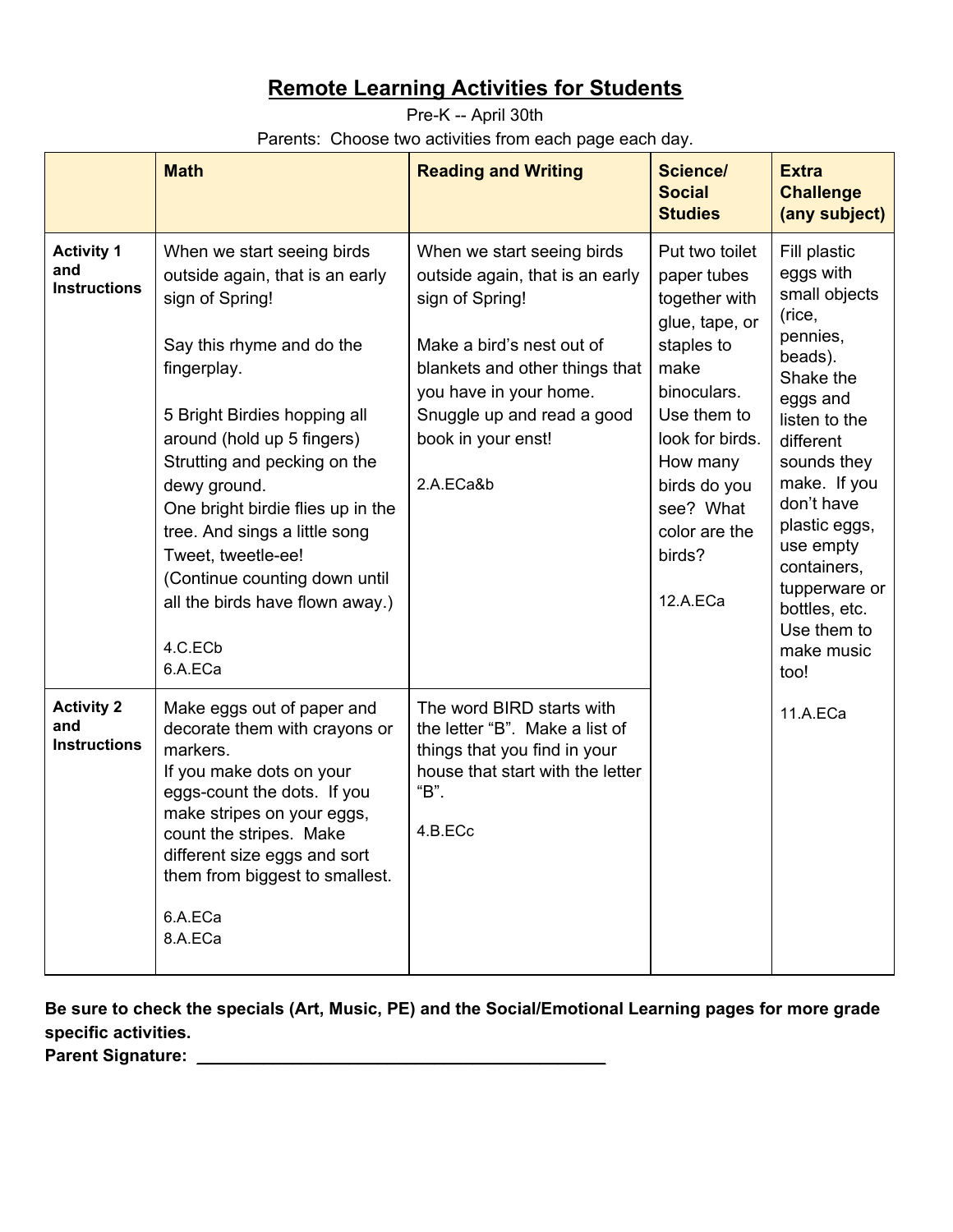# Remote Learning Activities for Students

Pre-K -- April 30th

Parents: Choose two activities from each page each day.

| | Math | Reading and Writing | Science/ Social Studies | Extra Challenge (any subject) |
|---|---|---|---|---|
| **Activity 1 and Instructions** | When we start seeing birds outside again, that is an early sign of Spring!<br><br>Say this rhyme and do the fingerplay.<br><br>5 Bright Birdies hopping all around (hold up 5 fingers)<br>Strutting and pecking on the dewy ground.<br>One bright birdie flies up in the tree. And sings a little song Tweet, tweetle-ee!<br>(Continue counting down until all the birds have flown away.)<br><br>4.C.ECb<br>6.A.ECa | When we start seeing birds outside again, that is an early sign of Spring!<br><br>Make a bird's nest out of blankets and other things that you have in your home. Snuggle up and read a good book in your enst!<br><br>2.A.ECa&b | Put two toilet paper tubes together with glue, tape, or staples to make binoculars. Use them to look for birds. How many birds do you see? What color are the birds?<br><br>12.A.ECa | Fill plastic eggs with small objects (rice, pennies, beads). Shake the eggs and listen to the different sounds they make. If you don't have plastic eggs, use empty containers, tupperware or bottles, etc. Use them to make music too!<br><br>11.A.ECa |
| **Activity 2 and Instructions** | Make eggs out of paper and decorate them with crayons or markers.<br>If you make dots on your eggs-count the dots. If you make stripes on your eggs, count the stripes. Make different size eggs and sort them from biggest to smallest.<br><br>6.A.ECa<br>8.A.ECa | The word BIRD starts with the letter "B". Make a list of things that you find in your house that start with the letter "B".<br><br>4.B.ECc | | |

**Be sure to check the specials (Art, Music, PE) and the Social/Emotional Learning pages for more grade specific activities.**

**Parent Signature:** ____________________________________________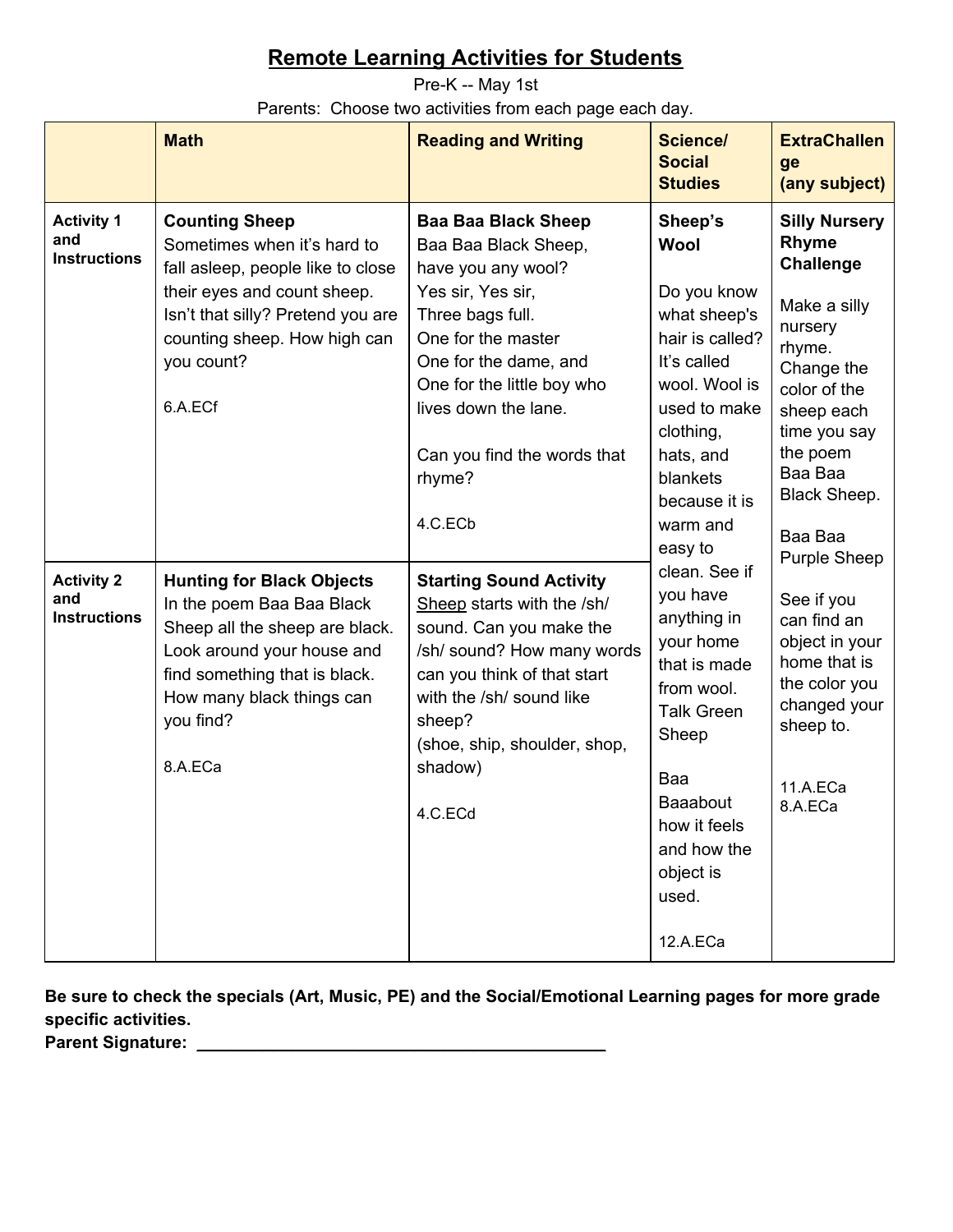# Remote Learning Activities for Students

Pre-K -- May 1st

Parents: Choose two activities from each page each day.

| | Math | Reading and Writing | Science/ Social Studies | ExtraChallenge (any subject) |
|---|---|---|---|---|
| **Activity 1 and Instructions** | **Counting Sheep**<br>Sometimes when it's hard to fall asleep, people like to close their eyes and count sheep. Isn't that silly? Pretend you are counting sheep. How high can you count?<br><br>6.A.ECf | **Baa Baa Black Sheep**<br>Baa Baa Black Sheep,<br>have you any wool?<br>Yes sir, Yes sir,<br>Three bags full.<br>One for the master<br>One for the dame, and<br>One for the little boy who lives down the lane.<br><br>Can you find the words that rhyme?<br><br>4.C.ECb | **Sheep's Wool**<br><br>Do you know what sheep's hair is called? It's called wool. Wool is used to make clothing, hats, and blankets because it is warm and easy to clean. See if you have anything in your home that is made from wool. Talk Green Sheep<br><br>Baa Baaabout how it feels and how the object is used.<br><br>12.A.ECa | **Silly Nursery Rhyme Challenge**<br><br>Make a silly nursery rhyme. Change the color of the sheep each time you say the poem Baa Baa Black Sheep.<br><br>Baa Baa Purple Sheep<br><br>See if you can find an object in your home that is the color you changed your sheep to.<br><br>11.A.ECa<br>8.A.ECa |
| **Activity 2 and Instructions** | **Hunting for Black Objects**<br>In the poem Baa Baa Black Sheep all the sheep are black. Look around your house and find something that is black. How many black things can you find?<br><br>8.A.ECa | **Starting Sound Activity**<br><u>Sheep</u> starts with the /sh/ sound. Can you make the /sh/ sound? How many words can you think of that start with the /sh/ sound like sheep?<br>(shoe, ship, shoulder, shop, shadow)<br><br>4.C.ECd | | |

**Be sure to check the specials (Art, Music, PE) and the Social/Emotional Learning pages for more grade specific activities.**

**Parent Signature:** ____________________________________________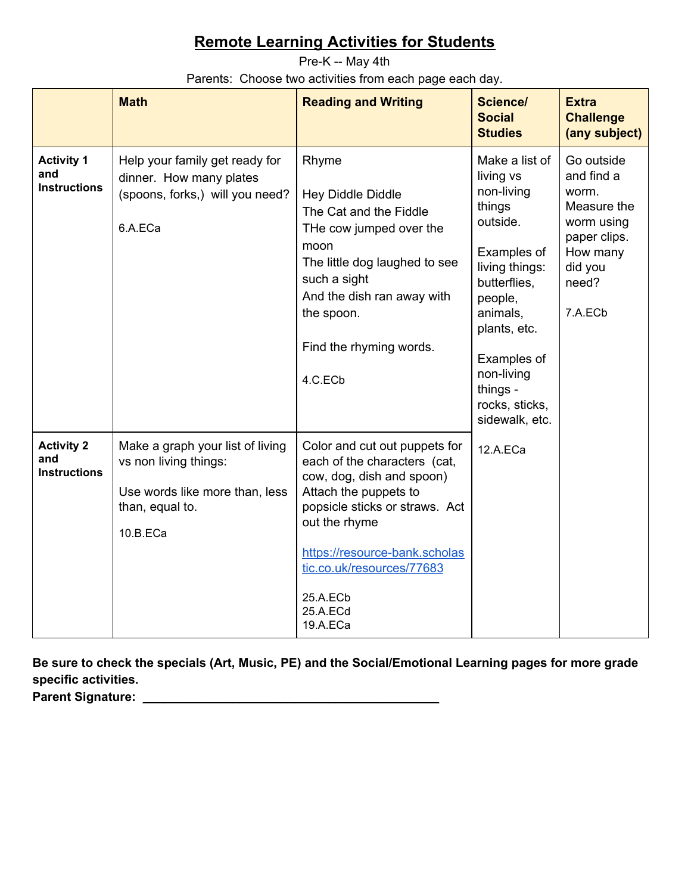# Remote Learning Activities for Students

Pre-K -- May 4th

Parents: Choose two activities from each page each day.

| | Math | Reading and Writing | Science/ Social Studies | Extra Challenge (any subject) |
|---|---|---|---|---|
| **Activity 1 and Instructions** | Help your family get ready for dinner. How many plates (spoons, forks,) will you need?<br><br>6.A.ECa | Rhyme<br><br>Hey Diddle Diddle<br>The Cat and the Fiddle<br>THe cow jumped over the moon<br>The little dog laughed to see such a sight<br>And the dish ran away with the spoon.<br><br>Find the rhyming words.<br><br>4.C.ECb | Make a list of living vs non-living things outside.<br><br>Examples of living things: butterflies, people, animals, plants, etc.<br><br>Examples of non-living things - rocks, sticks, sidewalk, etc.<br><br>12.A.ECa | Go outside and find a worm. Measure the worm using paper clips. How many did you need?<br><br>7.A.ECb |
| **Activity 2 and Instructions** | Make a graph your list of living vs non living things:<br><br>Use words like more than, less than, equal to.<br><br>10.B.ECa | Color and cut out puppets for each of the characters (cat, cow, dog, dish and spoon) Attach the puppets to popsicle sticks or straws. Act out the rhyme<br><br>https://resource-bank.scholastic.co.uk/resources/77683<br><br>25.A.ECb<br>25.A.ECd<br>19.A.ECa | | |

**Be sure to check the specials (Art, Music, PE) and the Social/Emotional Learning pages for more grade specific activities.**

**Parent Signature: ____________________________________________**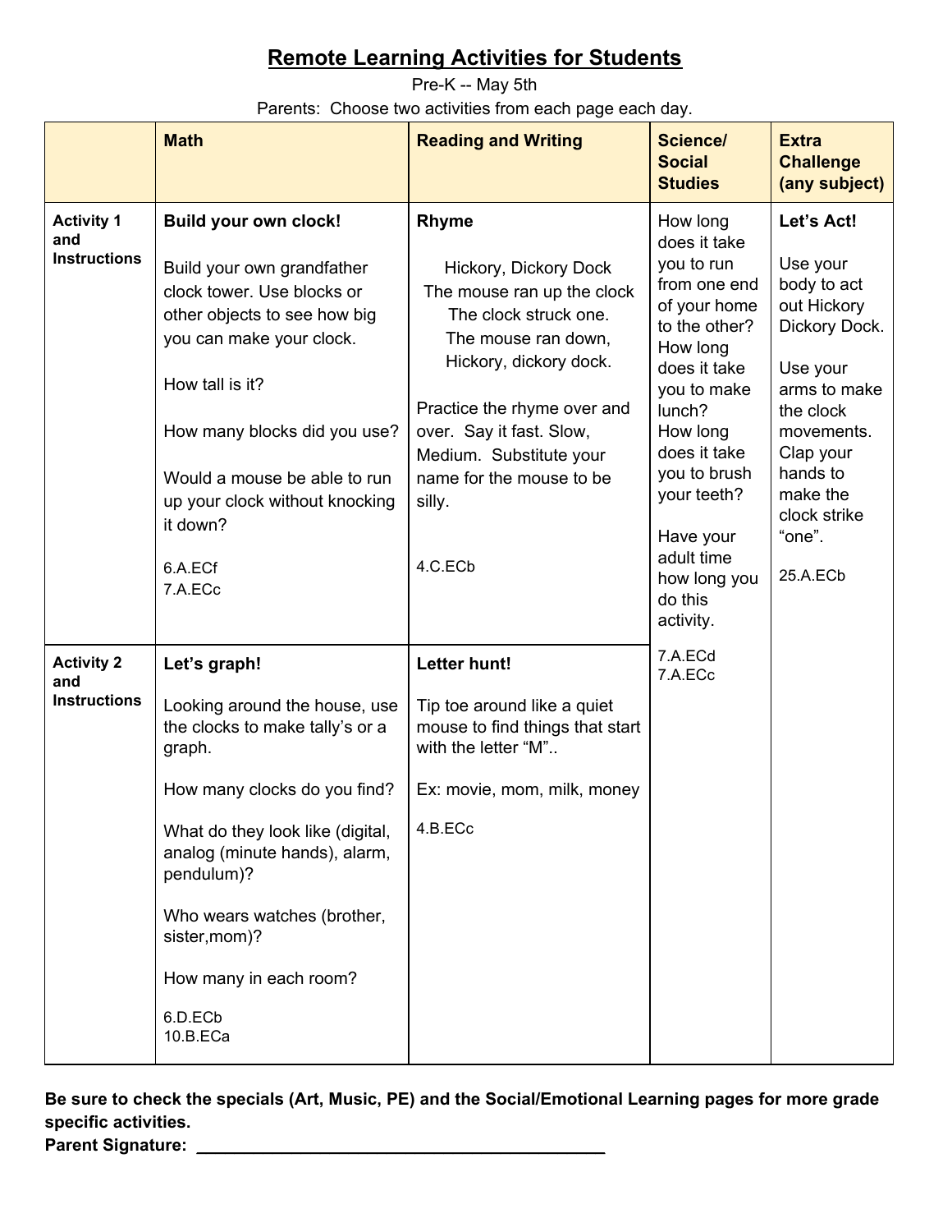# Remote Learning Activities for Students

Pre-K -- May 5th

Parents: Choose two activities from each page each day.

| | Math | Reading and Writing | Science/ Social Studies | Extra Challenge (any subject) |
|---|---|---|---|---|
| **Activity 1 and Instructions** | **Build your own clock!**<br><br>Build your own grandfather clock tower. Use blocks or other objects to see how big you can make your clock.<br><br>How tall is it?<br><br>How many blocks did you use?<br><br>Would a mouse be able to run up your clock without knocking it down?<br><br>6.A.ECf<br>7.A.ECc | **Rhyme**<br><br>Hickory, Dickory Dock<br>The mouse ran up the clock<br>The clock struck one.<br>The mouse ran down,<br>Hickory, dickory dock.<br><br>Practice the rhyme over and over. Say it fast. Slow, Medium. Substitute your name for the mouse to be silly.<br><br>4.C.ECb | How long does it take you to run from one end of your home to the other? How long does it take you to make lunch? How long does it take you to brush your teeth?<br><br>Have your adult time how long you do this activity.<br><br>7.A.ECd<br>7.A.ECc | **Let's Act!**<br><br>Use your body to act out Hickory Dickory Dock.<br><br>Use your arms to make the clock movements. Clap your hands to make the clock strike "one".<br><br>25.A.ECb |
| **Activity 2 and Instructions** | **Let's graph!**<br><br>Looking around the house, use the clocks to make tally's or a graph.<br><br>How many clocks do you find?<br><br>What do they look like (digital, analog (minute hands), alarm, pendulum)?<br><br>Who wears watches (brother, sister,mom)?<br><br>How many in each room?<br><br>6.D.ECb<br>10.B.ECa | **Letter hunt!**<br><br>Tip toe around like a quiet mouse to find things that start with the letter "M"..<br><br>Ex: movie, mom, milk, money<br><br>4.B.ECc | | |

**Be sure to check the specials (Art, Music, PE) and the Social/Emotional Learning pages for more grade specific activities.**

**Parent Signature:** ________________________________________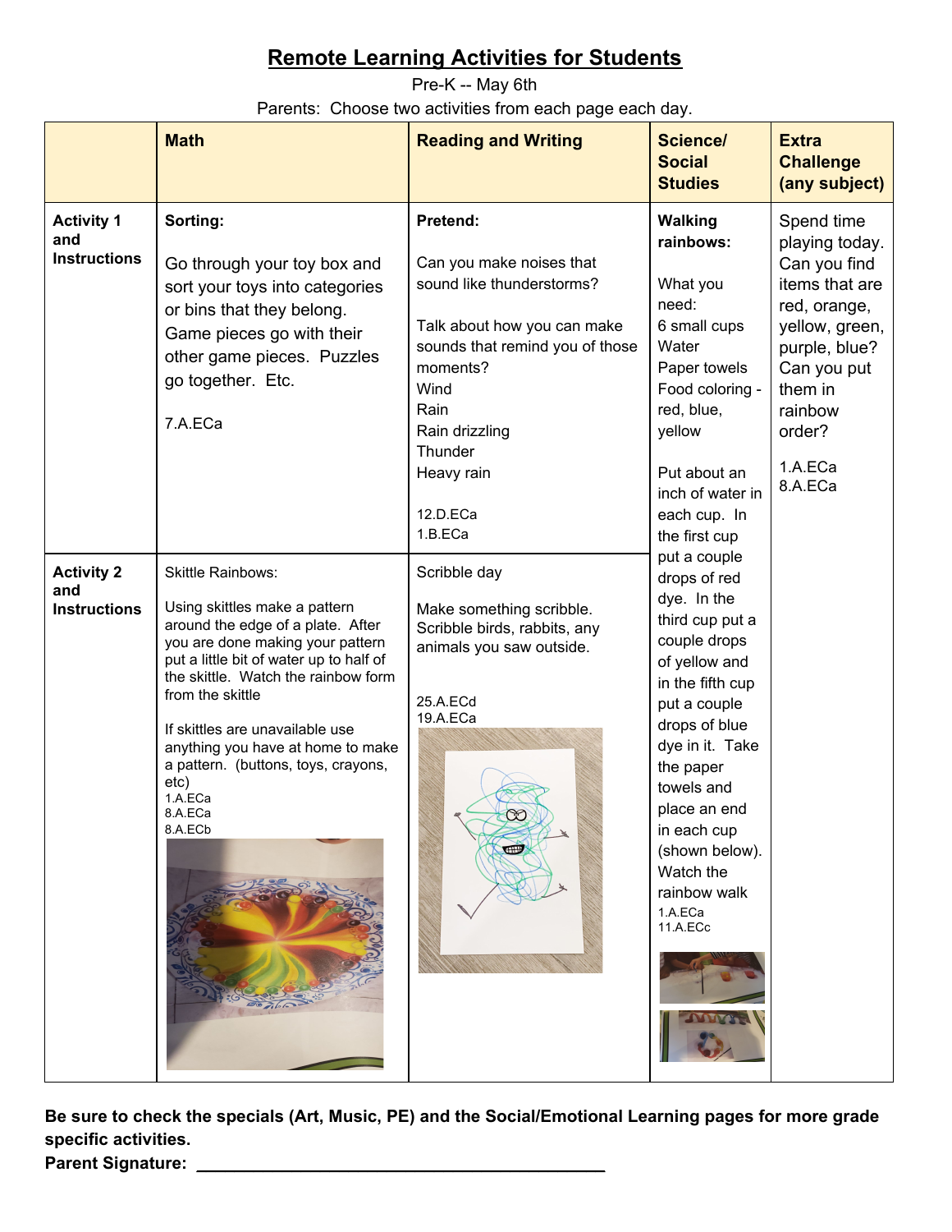# Remote Learning Activities for Students

Pre-K -- May 6th

Parents: Choose two activities from each page each day.

| | Math | Reading and Writing | Science/ Social Studies | Extra Challenge (any subject) |
|---|---|---|---|---|
| **Activity 1 and Instructions** | **Sorting:** Go through your toy box and sort your toys into categories or bins that they belong. Game pieces go with their other game pieces. Puzzles go together. Etc. 7.A.ECa | **Pretend:** Can you make noises that sound like thunderstorms? Talk about how you can make sounds that remind you of those moments? Wind, Rain, Rain drizzling, Thunder, Heavy rain. 12.D.ECa 1.B.ECa | **Walking rainbows:** What you need: 6 small cups, Water, Paper towels, Food coloring - red, blue, yellow. Put about an inch of water in each cup. In the first cup put a couple drops of red dye. In the third cup put a couple drops of yellow and in the fifth cup put a couple drops of blue dye in it. Take the paper towels and place an end in each cup (shown below). Watch the rainbow walk 1.A.ECa 11.A.ECc | Spend time playing today. Can you find items that are red, orange, yellow, green, purple, blue? Can you put them in rainbow order? 1.A.ECa 8.A.ECa |
| **Activity 2 and Instructions** | Skittle Rainbows: Using skittles make a pattern around the edge of a plate. After you are done making your pattern put a little bit of water up to half of the skittle. Watch the rainbow form from the skittle. If skittles are unavailable use anything you have at home to make a pattern. (buttons, toys, crayons, etc) 1.A.ECa 8.A.ECa 8.A.ECb | Scribble day. Make something scribble. Scribble birds, rabbits, any animals you saw outside. 25.A.ECd 19.A.ECa | | |

**Be sure to check the specials (Art, Music, PE) and the Social/Emotional Learning pages for more grade specific activities.**

**Parent Signature:** ________________________________________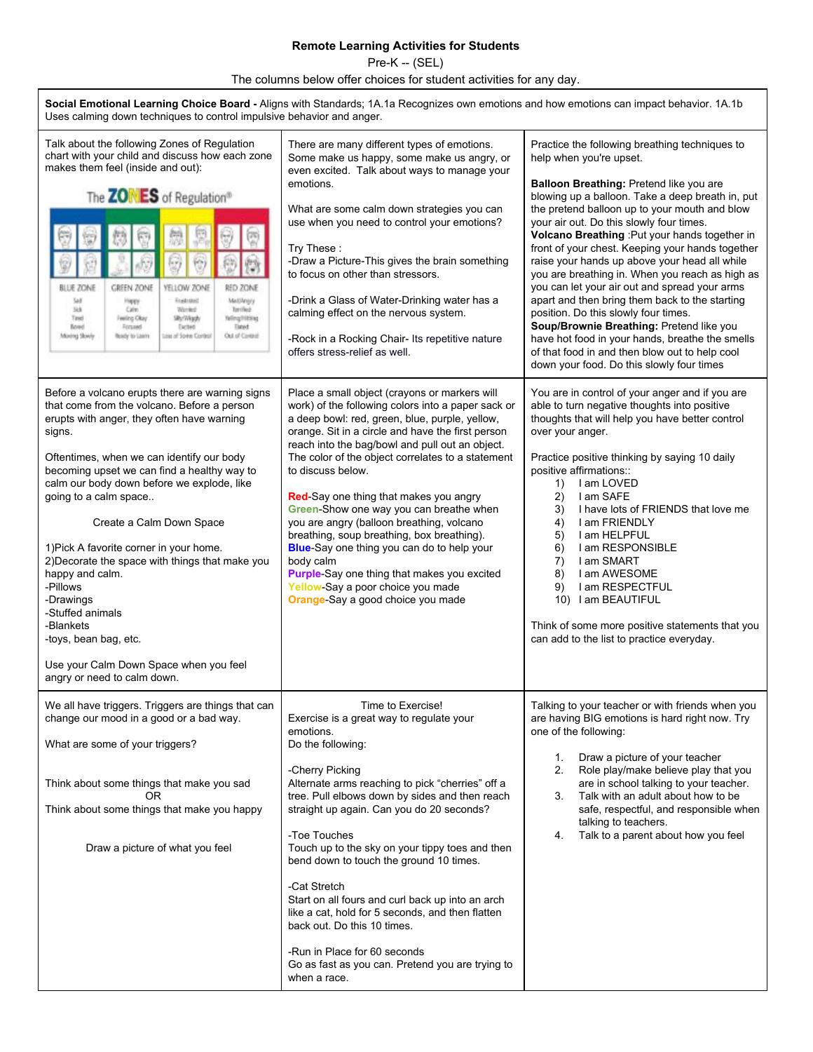**Remote Learning Activities for Students**

Pre-K -- (SEL)

The columns below offer choices for student activities for any day.

**Social Emotional Learning Choice Board -** Aligns with Standards; 1A.1a Recognizes own emotions and how emotions can impact behavior. 1A.1b Uses calming down techniques to control impulsive behavior and anger.

Talk about the following Zones of Regulation chart with your child and discuss how each zone makes them feel (inside and out):

The ZONES of Regulation®

| BLUE ZONE | GREEN ZONE | YELLOW ZONE | RED ZONE |
|---|---|---|---|
| Sad | Happy | Frustrated | Mad/Angry |
| Sick | Calm | Worried | Terrified |
| Tired | Feeling Okay | Silly/Wiggly | Yelling/Hitting |
| Bored | Focused | Excited | Elated |
| Moving Slowly | Ready to Learn | Loss of Some Control | Out of Control |

There are many different types of emotions. Some make us happy, some make us angry, or even excited. Talk about ways to manage your emotions.

What are some calm down strategies you can use when you need to control your emotions?

Try These :

-Draw a Picture-This gives the brain something to focus on other than stressors.

-Drink a Glass of Water-Drinking water has a calming effect on the nervous system.

-Rock in a Rocking Chair- Its repetitive nature offers stress-relief as well.

Practice the following breathing techniques to help when you're upset.

**Balloon Breathing:** Pretend like you are blowing up a balloon. Take a deep breath in, put the pretend balloon up to your mouth and blow your air out. Do this slowly four times.

**Volcano Breathing** :Put your hands together in front of your chest. Keeping your hands together raise your hands up above your head all while you are breathing in. When you reach as high as you can let your air out and spread your arms apart and then bring them back to the starting position. Do this slowly four times.

**Soup/Brownie Breathing:** Pretend like you have hot food in your hands, breathe the smells of that food in and then blow out to help cool down your food. Do this slowly four times

Before a volcano erupts there are warning signs that come from the volcano. Before a person erupts with anger, they often have warning signs.

Oftentimes, when we can identify our body becoming upset we can find a healthy way to calm our body down before we explode, like going to a calm space..

Create a Calm Down Space

1)Pick A favorite corner in your home.

2)Decorate the space with things that make you happy and calm.

-Pillows

-Drawings

-Stuffed animals

-Blankets

-toys, bean bag, etc.

Use your Calm Down Space when you feel angry or need to calm down.

Place a small object (crayons or markers will work) of the following colors into a paper sack or a deep bowl: red, green, blue, purple, yellow, orange. Sit in a circle and have the first person reach into the bag/bowl and pull out an object. The color of the object correlates to a statement to discuss below.

Red-Say one thing that makes you angry

Green-Show one way you can breathe when you are angry (balloon breathing, volcano breathing, soup breathing, box breathing).

Blue-Say one thing you can do to help your body calm

Purple-Say one thing that makes you excited

Yellow-Say a poor choice you made

Orange-Say a good choice you made

You are in control of your anger and if you are able to turn negative thoughts into positive thoughts that will help you have better control over your anger.

Practice positive thinking by saying 10 daily positive affirmations::

1) I am LOVED
2) I am SAFE
3) I have lots of FRIENDS that love me
4) I am FRIENDLY
5) I am HELPFUL
6) I am RESPONSIBLE
7) I am SMART
8) I am AWESOME
9) I am RESPECTFUL
10) I am BEAUTIFUL

Think of some more positive statements that you can add to the list to practice everyday.

We all have triggers. Triggers are things that can change our mood in a good or a bad way.

What are some of your triggers?

Think about some things that make you sad

OR

Think about some things that make you happy

Draw a picture of what you feel

Time to Exercise!

Exercise is a great way to regulate your emotions.

Do the following:

-Cherry Picking

Alternate arms reaching to pick "cherries" off a tree. Pull elbows down by sides and then reach straight up again. Can you do 20 seconds?

-Toe Touches

Touch up to the sky on your tippy toes and then bend down to touch the ground 10 times.

-Cat Stretch

Start on all fours and curl back up into an arch like a cat, hold for 5 seconds, and then flatten back out. Do this 10 times.

-Run in Place for 60 seconds

Go as fast as you can. Pretend you are trying to when a race.

Talking to your teacher or with friends when you are having BIG emotions is hard right now. Try one of the following:

1. Draw a picture of your teacher
2. Role play/make believe play that you are in school talking to your teacher.
3. Talk with an adult about how to be safe, respectful, and responsible when talking to teachers.
4. Talk to a parent about how you feel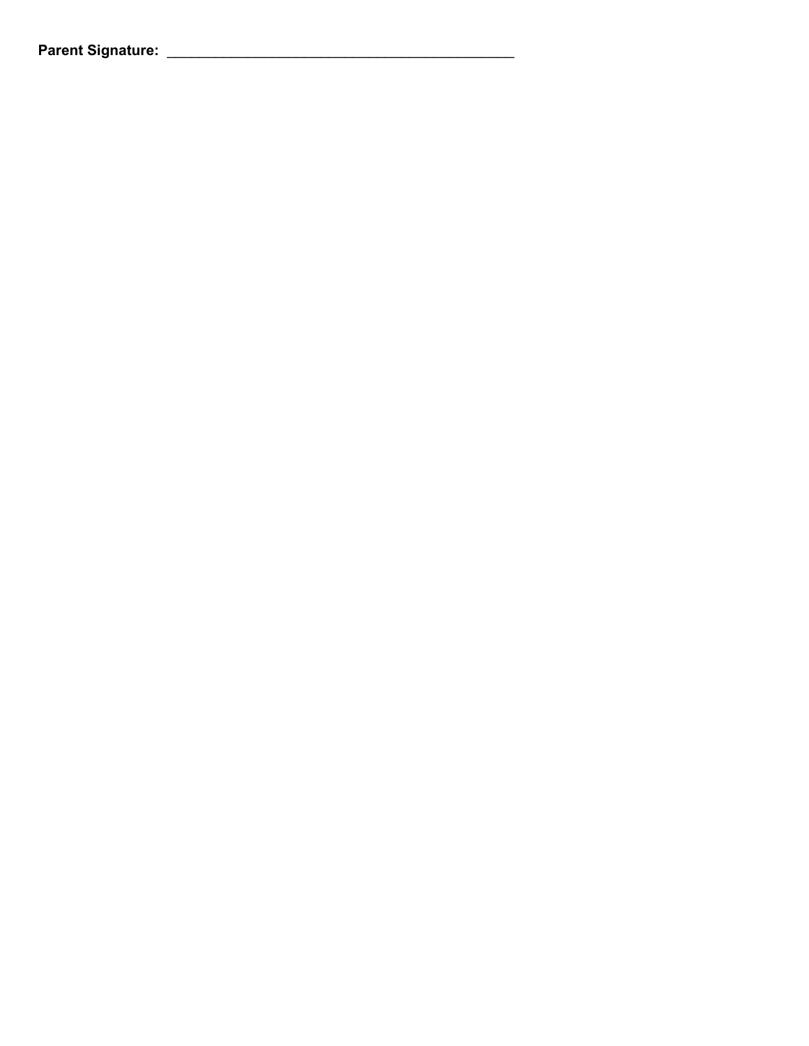**Parent Signature:** _____________________________________________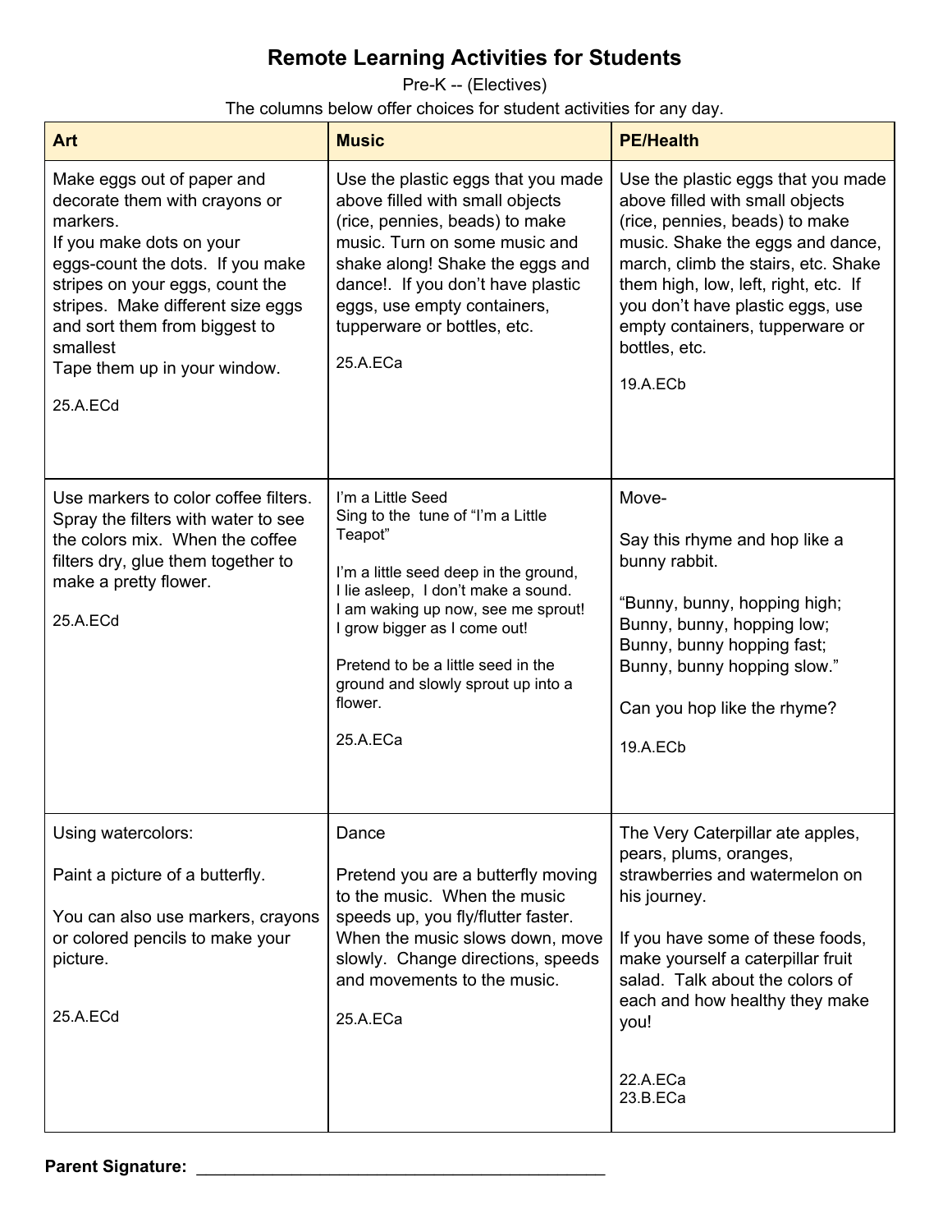# Remote Learning Activities for Students

Pre-K -- (Electives)

The columns below offer choices for student activities for any day.

| Art | Music | PE/Health |
|---|---|---|
| Make eggs out of paper and decorate them with crayons or markers.<br>If you make dots on your eggs-count the dots. If you make stripes on your eggs, count the stripes. Make different size eggs and sort them from biggest to smallest<br>Tape them up in your window.<br><br>25.A.ECd | Use the plastic eggs that you made above filled with small objects (rice, pennies, beads) to make music. Turn on some music and shake along! Shake the eggs and dance!. If you don't have plastic eggs, use empty containers, tupperware or bottles, etc.<br><br>25.A.ECa | Use the plastic eggs that you made above filled with small objects (rice, pennies, beads) to make music. Shake the eggs and dance, march, climb the stairs, etc. Shake them high, low, left, right, etc. If you don't have plastic eggs, use empty containers, tupperware or bottles, etc.<br><br>19.A.ECb |
| Use markers to color coffee filters. Spray the filters with water to see the colors mix. When the coffee filters dry, glue them together to make a pretty flower.<br><br>25.A.ECd | I'm a Little Seed<br>Sing to the tune of "I'm a Little Teapot"<br><br>I'm a little seed deep in the ground,<br>I lie asleep, I don't make a sound.<br>I am waking up now, see me sprout!<br>I grow bigger as I come out!<br><br>Pretend to be a little seed in the ground and slowly sprout up into a flower.<br><br>25.A.ECa | Move-<br><br>Say this rhyme and hop like a bunny rabbit.<br><br>"Bunny, bunny, hopping high;<br>Bunny, bunny, hopping low;<br>Bunny, bunny hopping fast;<br>Bunny, bunny hopping slow."<br><br>Can you hop like the rhyme?<br><br>19.A.ECb |
| Using watercolors:<br><br>Paint a picture of a butterfly.<br><br>You can also use markers, crayons or colored pencils to make your picture.<br><br>25.A.ECd | Dance<br><br>Pretend you are a butterfly moving to the music. When the music speeds up, you fly/flutter faster. When the music slows down, move slowly. Change directions, speeds and movements to the music.<br><br>25.A.ECa | The Very Caterpillar ate apples, pears, plums, oranges, strawberries and watermelon on his journey.<br><br>If you have some of these foods, make yourself a caterpillar fruit salad. Talk about the colors of each and how healthy they make you!<br><br>22.A.ECa<br>23.B.ECa |

**Parent Signature:** ___________________________________________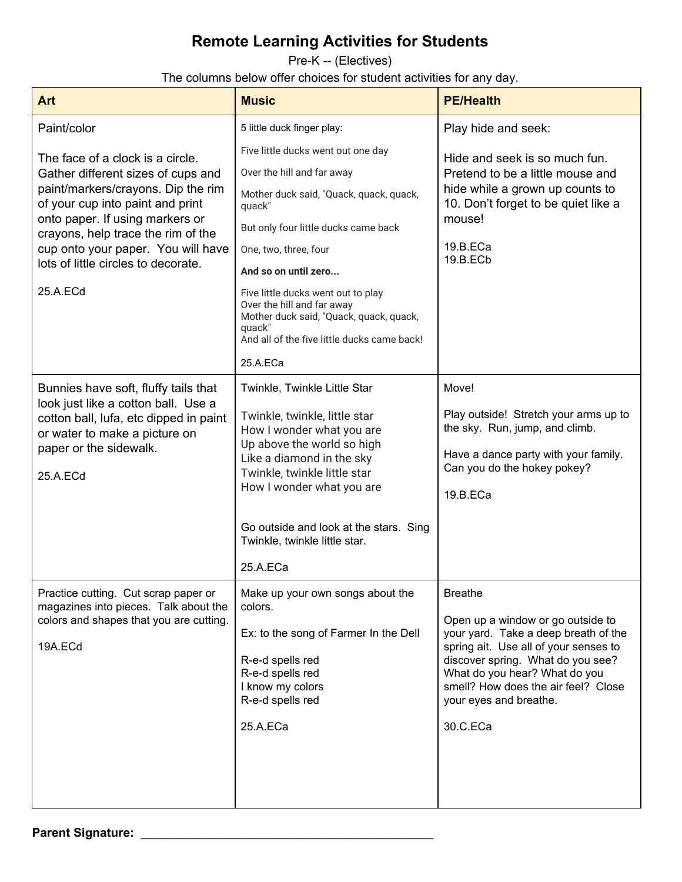# Remote Learning Activities for Students

Pre-K -- (Electives)

The columns below offer choices for student activities for any day.

| Art | Music | PE/Health |
| --- | --- | --- |
| Paint/color<br><br>The face of a clock is a circle. Gather different sizes of cups and paint/markers/crayons. Dip the rim of your cup into paint and print onto paper. If using markers or crayons, help trace the rim of the cup onto your paper. You will have lots of little circles to decorate.<br><br>25.A.ECd | 5 little duck finger play:<br><br>Five little ducks went out one day<br><br>Over the hill and far away<br><br>Mother duck said, "Quack, quack, quack, quack"<br><br>But only four little ducks came back<br><br>One, two, three, four<br><br>**And so on until zero...**<br><br>Five little ducks went out to play<br>Over the hill and far away<br>Mother duck said, "Quack, quack, quack, quack"<br>And all of the five little ducks came back!<br><br>25.A.ECa | Play hide and seek:<br><br>Hide and seek is so much fun. Pretend to be a little mouse and hide while a grown up counts to 10. Don't forget to be quiet like a mouse!<br><br>19.B.ECa<br>19.B.ECb |
| Bunnies have soft, fluffy tails that look just like a cotton ball. Use a cotton ball, lufa, etc dipped in paint or water to make a picture on paper or the sidewalk.<br><br>25.A.ECd | Twinkle, Twinkle Little Star<br><br>Twinkle, twinkle, little star<br>How I wonder what you are<br>Up above the world so high<br>Like a diamond in the sky<br>Twinkle, twinkle little star<br>How I wonder what you are<br><br>Go outside and look at the stars. Sing Twinkle, twinkle little star.<br><br>25.A.ECa | Move!<br><br>Play outside! Stretch your arms up to the sky. Run, jump, and climb.<br><br>Have a dance party with your family. Can you do the hokey pokey?<br><br>19.B.ECa |
| Practice cutting. Cut scrap paper or magazines into pieces. Talk about the colors and shapes that you are cutting.<br><br>19A.ECd | Make up your own songs about the colors.<br><br>Ex: to the song of Farmer In the Dell<br><br>R-e-d spells red<br>R-e-d spells red<br>I know my colors<br>R-e-d spells red<br><br>25.A.ECa | Breathe<br><br>Open up a window or go outside to your yard. Take a deep breath of the spring ait. Use all of your senses to discover spring. What do you see? What do you hear? What do you smell? How does the air feel? Close your eyes and breathe.<br><br>30.C.ECa |

**Parent Signature:** ___________________________________________